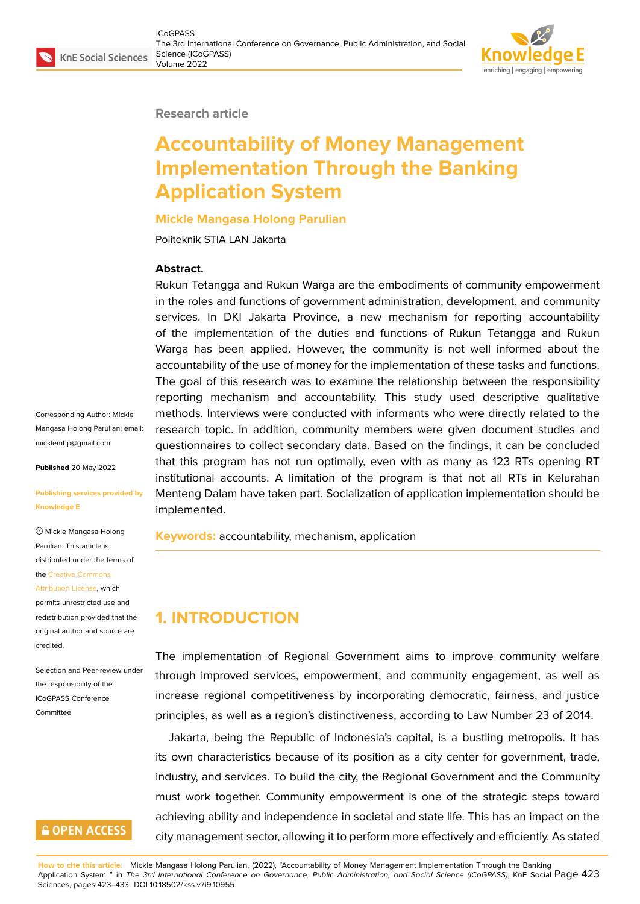Research article

# Accountability of Money Management Implementation Through the Banking Application System

**Mickle Mangasa Holong Parulian**

Politeknik STIA LAN Jakarta

**Abstract.**

Rukun Tetangga and Rukun Warga are the embodiments of community empowerment in the roles and functions of government administration, development, and community services. In DKI Jakarta Province, a new mechanism for reporting accountability of the implementation of the duties and functions of Rukun Tetangga and Rukun Warga has been applied. However, the community is not well informed about the accountability of the use of money for the implementation of these tasks and functions. The goal of this research was to examine the relationship between the responsibility reporting mechanism and accountability. This study used descriptive qualitative methods. Interviews were conducted with informants who were directly related to the research topic. In addition, community members were given document studies and questionnaires to collect secondary data. Based on the findings, it can be concluded that this program has not run optimally, even with as many as 123 RTs opening RT institutional accounts. A limitation of the program is that not all RTs in Kelurahan Menteng Dalam have taken part. Socialization of application implementation should be implemented.

**Keywords:** accountability, mechanism, application

Corresponding Author: Mickle Mangasa Holong Parulian; email: micklemhp@gmail.com

**Published** 20 May 2022

**Publishing services provided by Knowledge E**

© Mickle Mangasa Holong Parulian. This article is distributed under the terms of the Creative Commons Attribution License, which permits unrestricted use and redistribution provided that the original author and source are credited.

Selection and Peer-review under the responsibility of the ICoGPASS Conference Committee.

## 1. INTRODUCTION

The implementation of Regional Government aims to improve community welfare through improved services, empowerment, and community engagement, as well as increase regional competitiveness by incorporating democratic, fairness, and justice principles, as well as a region's distinctiveness, according to Law Number 23 of 2014.

Jakarta, being the Republic of Indonesia's capital, is a bustling metropolis. It has its own characteristics because of its position as a city center for government, trade, industry, and services. To build the city, the Regional Government and the Community must work together. Community empowerment is one of the strategic steps toward achieving ability and independence in societal and state life. This has an impact on the city management sector, allowing it to perform more effectively and efficiently. As stated

**How to cite this article**: Mickle Mangasa Holong Parulian, (2022), "Accountability of Money Management Implementation Through the Banking Application System " in *The 3rd International Conference on Governance, Public Administration, and Social Science (ICoGPASS)*, KnE Social Sciences, pages 423–433. DOI 10.18502/kss.v7i9.10955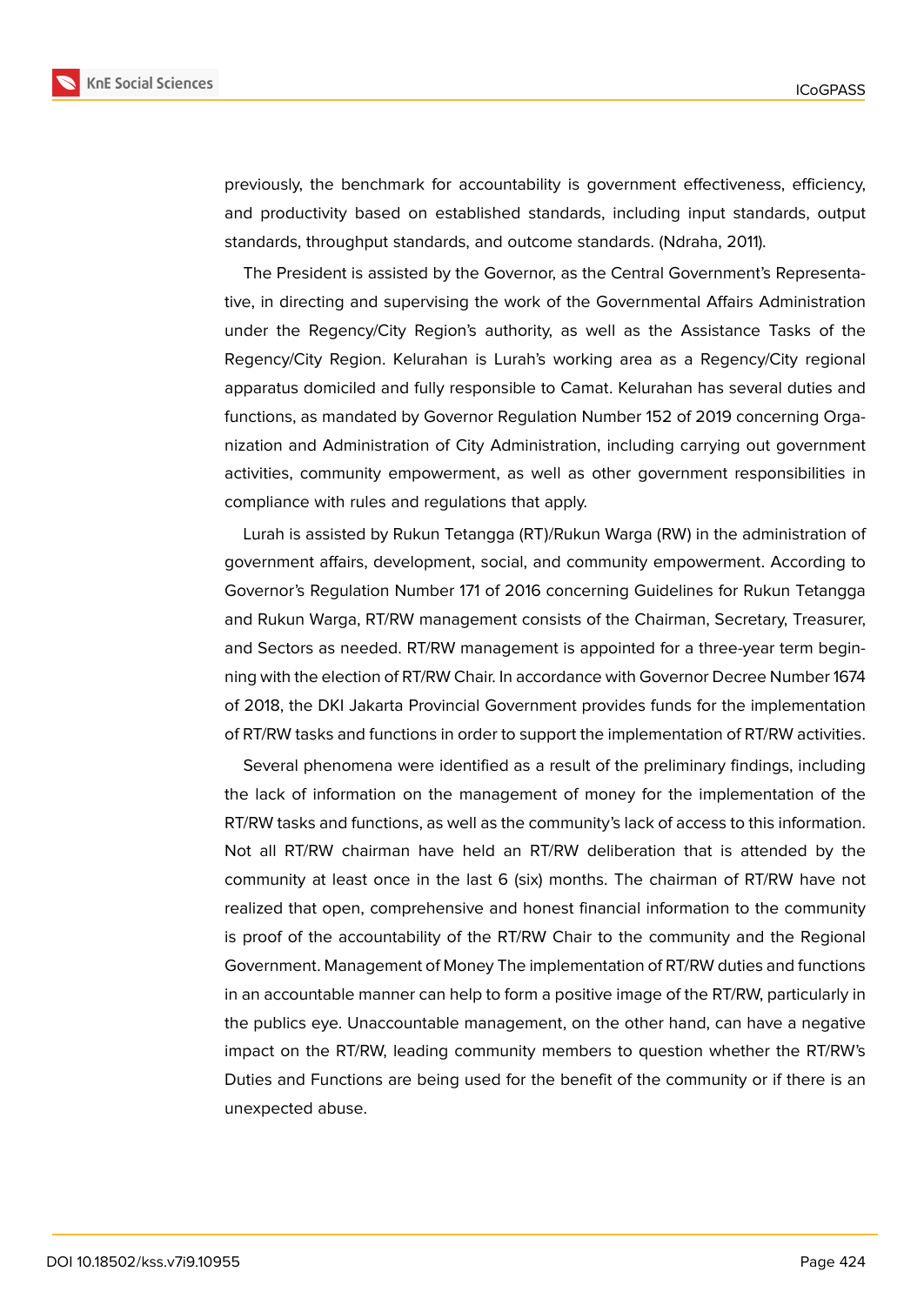previously, the benchmark for accountability is government effectiveness, efficiency, and productivity based on established standards, including input standards, output standards, throughput standards, and outcome standards. (Ndraha, 2011).

The President is assisted by the Governor, as the Central Government's Representative, in directing and supervising the work of the Governmental Affairs Administration under the Regency/City Region's authority, as well as the Assistance Tasks of the Regency/City Region. Kelurahan is Lurah's working area as a Regency/City regional apparatus domiciled and fully responsible to Camat. Kelurahan has several duties and functions, as mandated by Governor Regulation Number 152 of 2019 concerning Organization and Administration of City Administration, including carrying out government activities, community empowerment, as well as other government responsibilities in compliance with rules and regulations that apply.

Lurah is assisted by Rukun Tetangga (RT)/Rukun Warga (RW) in the administration of government affairs, development, social, and community empowerment. According to Governor's Regulation Number 171 of 2016 concerning Guidelines for Rukun Tetangga and Rukun Warga, RT/RW management consists of the Chairman, Secretary, Treasurer, and Sectors as needed. RT/RW management is appointed for a three-year term beginning with the election of RT/RW Chair. In accordance with Governor Decree Number 1674 of 2018, the DKI Jakarta Provincial Government provides funds for the implementation of RT/RW tasks and functions in order to support the implementation of RT/RW activities.

Several phenomena were identified as a result of the preliminary findings, including the lack of information on the management of money for the implementation of the RT/RW tasks and functions, as well as the community's lack of access to this information. Not all RT/RW chairman have held an RT/RW deliberation that is attended by the community at least once in the last 6 (six) months. The chairman of RT/RW have not realized that open, comprehensive and honest financial information to the community is proof of the accountability of the RT/RW Chair to the community and the Regional Government. Management of Money The implementation of RT/RW duties and functions in an accountable manner can help to form a positive image of the RT/RW, particularly in the publics eye. Unaccountable management, on the other hand, can have a negative impact on the RT/RW, leading community members to question whether the RT/RW's Duties and Functions are being used for the benefit of the community or if there is an unexpected abuse.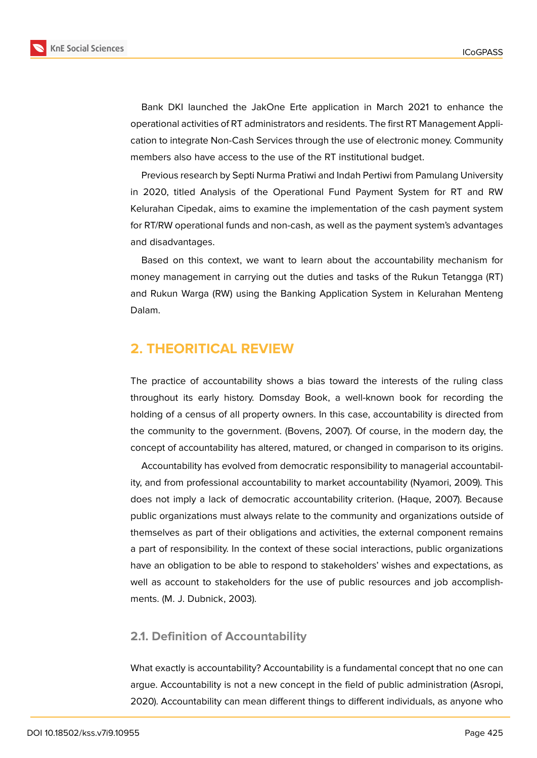Bank DKI launched the JakOne Erte application in March 2021 to enhance the operational activities of RT administrators and residents. The first RT Management Application to integrate Non-Cash Services through the use of electronic money. Community members also have access to the use of the RT institutional budget.

Previous research by Septi Nurma Pratiwi and Indah Pertiwi from Pamulang University in 2020, titled Analysis of the Operational Fund Payment System for RT and RW Kelurahan Cipedak, aims to examine the implementation of the cash payment system for RT/RW operational funds and non-cash, as well as the payment system's advantages and disadvantages.

Based on this context, we want to learn about the accountability mechanism for money management in carrying out the duties and tasks of the Rukun Tetangga (RT) and Rukun Warga (RW) using the Banking Application System in Kelurahan Menteng Dalam.

## 2. THEORITICAL REVIEW

The practice of accountability shows a bias toward the interests of the ruling class throughout its early history. Domsday Book, a well-known book for recording the holding of a census of all property owners. In this case, accountability is directed from the community to the government. (Bovens, 2007). Of course, in the modern day, the concept of accountability has altered, matured, or changed in comparison to its origins.

Accountability has evolved from democratic responsibility to managerial accountability, and from professional accountability to market accountability (Nyamori, 2009). This does not imply a lack of democratic accountability criterion. (Haque, 2007). Because public organizations must always relate to the community and organizations outside of themselves as part of their obligations and activities, the external component remains a part of responsibility. In the context of these social interactions, public organizations have an obligation to be able to respond to stakeholders' wishes and expectations, as well as account to stakeholders for the use of public resources and job accomplishments. (M. J. Dubnick, 2003).

### 2.1. Definition of Accountability

What exactly is accountability? Accountability is a fundamental concept that no one can argue. Accountability is not a new concept in the field of public administration (Asropi, 2020). Accountability can mean different things to different individuals, as anyone who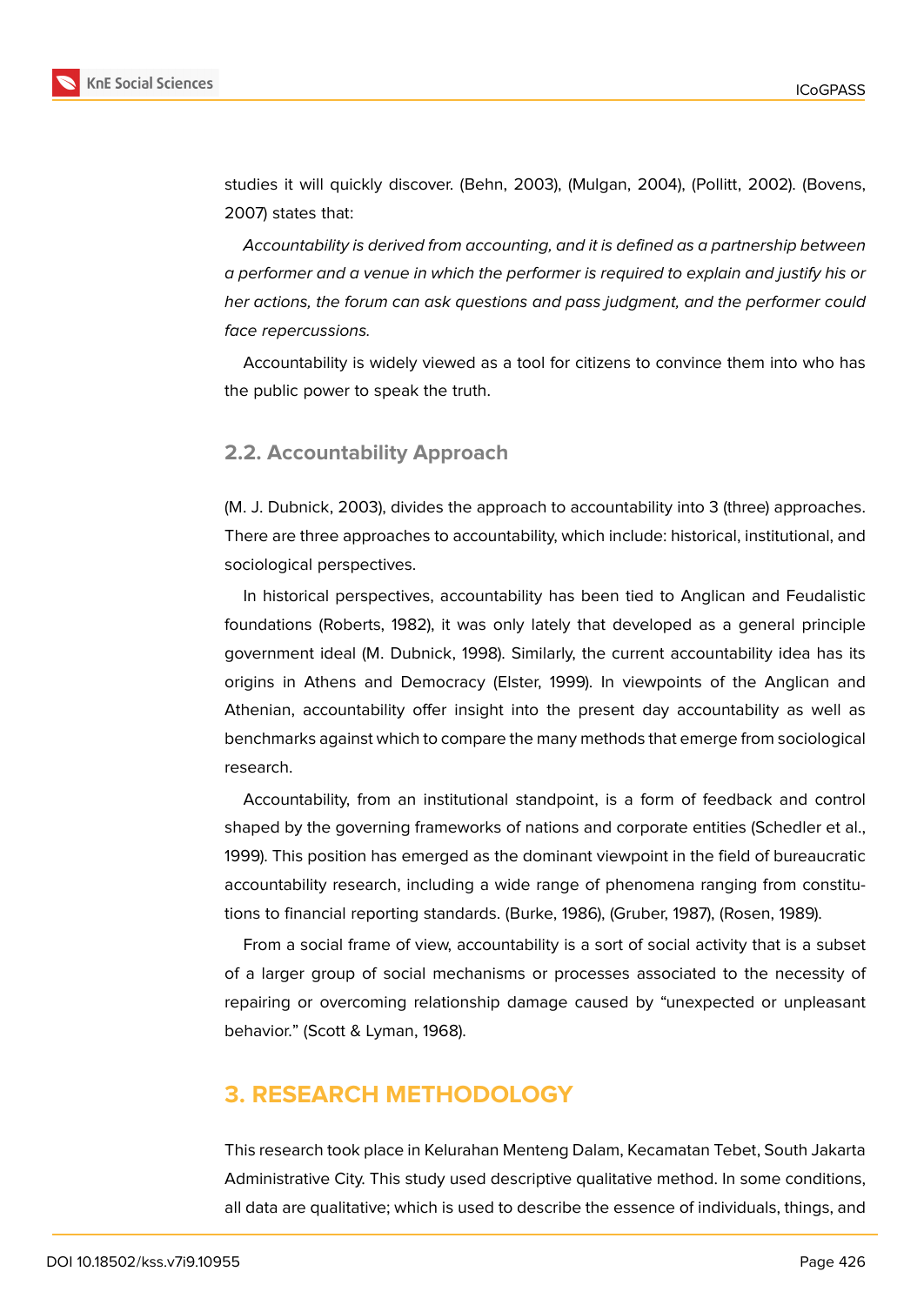studies it will quickly discover. (Behn, 2003), (Mulgan, 2004), (Pollitt, 2002). (Bovens, 2007) states that:

*Accountability is derived from accounting, and it is defined as a partnership between a performer and a venue in which the performer is required to explain and justify his or her actions, the forum can ask questions and pass judgment, and the performer could face repercussions.*

Accountability is widely viewed as a tool for citizens to convince them into who has the public power to speak the truth.

### 2.2. Accountability Approach

(M. J. Dubnick, 2003), divides the approach to accountability into 3 (three) approaches. There are three approaches to accountability, which include: historical, institutional, and sociological perspectives.

In historical perspectives, accountability has been tied to Anglican and Feudalistic foundations (Roberts, 1982), it was only lately that developed as a general principle government ideal (M. Dubnick, 1998). Similarly, the current accountability idea has its origins in Athens and Democracy (Elster, 1999). In viewpoints of the Anglican and Athenian, accountability offer insight into the present day accountability as well as benchmarks against which to compare the many methods that emerge from sociological research.

Accountability, from an institutional standpoint, is a form of feedback and control shaped by the governing frameworks of nations and corporate entities (Schedler et al., 1999). This position has emerged as the dominant viewpoint in the field of bureaucratic accountability research, including a wide range of phenomena ranging from constitutions to financial reporting standards. (Burke, 1986), (Gruber, 1987), (Rosen, 1989).

From a social frame of view, accountability is a sort of social activity that is a subset of a larger group of social mechanisms or processes associated to the necessity of repairing or overcoming relationship damage caused by "unexpected or unpleasant behavior." (Scott & Lyman, 1968).

## 3. RESEARCH METHODOLOGY

This research took place in Kelurahan Menteng Dalam, Kecamatan Tebet, South Jakarta Administrative City. This study used descriptive qualitative method. In some conditions, all data are qualitative; which is used to describe the essence of individuals, things, and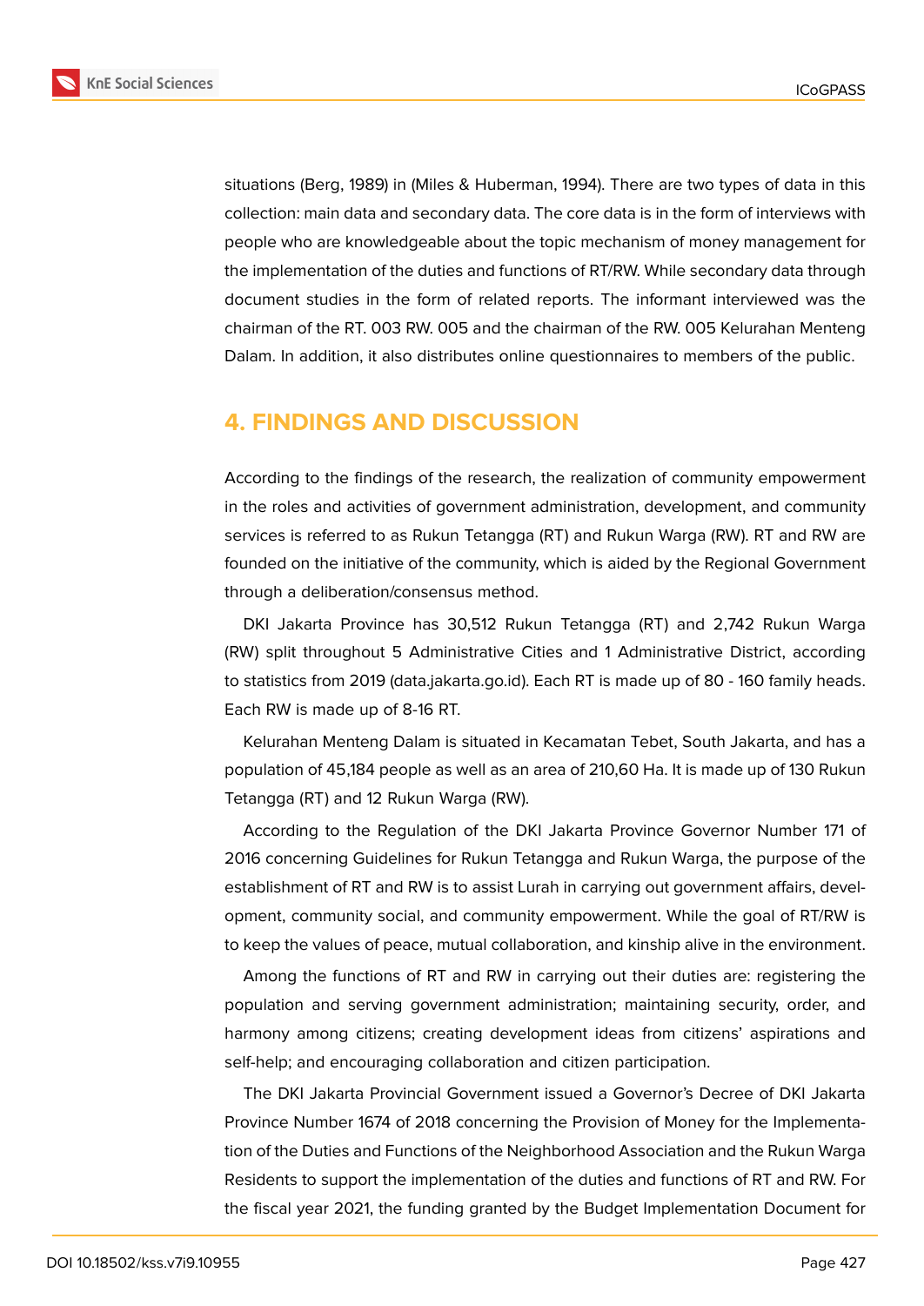situations (Berg, 1989) in (Miles & Huberman, 1994). There are two types of data in this collection: main data and secondary data. The core data is in the form of interviews with people who are knowledgeable about the topic mechanism of money management for the implementation of the duties and functions of RT/RW. While secondary data through document studies in the form of related reports. The informant interviewed was the chairman of the RT. 003 RW. 005 and the chairman of the RW. 005 Kelurahan Menteng Dalam. In addition, it also distributes online questionnaires to members of the public.

## 4. FINDINGS AND DISCUSSION

According to the findings of the research, the realization of community empowerment in the roles and activities of government administration, development, and community services is referred to as Rukun Tetangga (RT) and Rukun Warga (RW). RT and RW are founded on the initiative of the community, which is aided by the Regional Government through a deliberation/consensus method.

DKI Jakarta Province has 30,512 Rukun Tetangga (RT) and 2,742 Rukun Warga (RW) split throughout 5 Administrative Cities and 1 Administrative District, according to statistics from 2019 (data.jakarta.go.id). Each RT is made up of 80 - 160 family heads. Each RW is made up of 8-16 RT.

Kelurahan Menteng Dalam is situated in Kecamatan Tebet, South Jakarta, and has a population of 45,184 people as well as an area of 210,60 Ha. It is made up of 130 Rukun Tetangga (RT) and 12 Rukun Warga (RW).

According to the Regulation of the DKI Jakarta Province Governor Number 171 of 2016 concerning Guidelines for Rukun Tetangga and Rukun Warga, the purpose of the establishment of RT and RW is to assist Lurah in carrying out government affairs, development, community social, and community empowerment. While the goal of RT/RW is to keep the values of peace, mutual collaboration, and kinship alive in the environment.

Among the functions of RT and RW in carrying out their duties are: registering the population and serving government administration; maintaining security, order, and harmony among citizens; creating development ideas from citizens' aspirations and self-help; and encouraging collaboration and citizen participation.

The DKI Jakarta Provincial Government issued a Governor's Decree of DKI Jakarta Province Number 1674 of 2018 concerning the Provision of Money for the Implementation of the Duties and Functions of the Neighborhood Association and the Rukun Warga Residents to support the implementation of the duties and functions of RT and RW. For the fiscal year 2021, the funding granted by the Budget Implementation Document for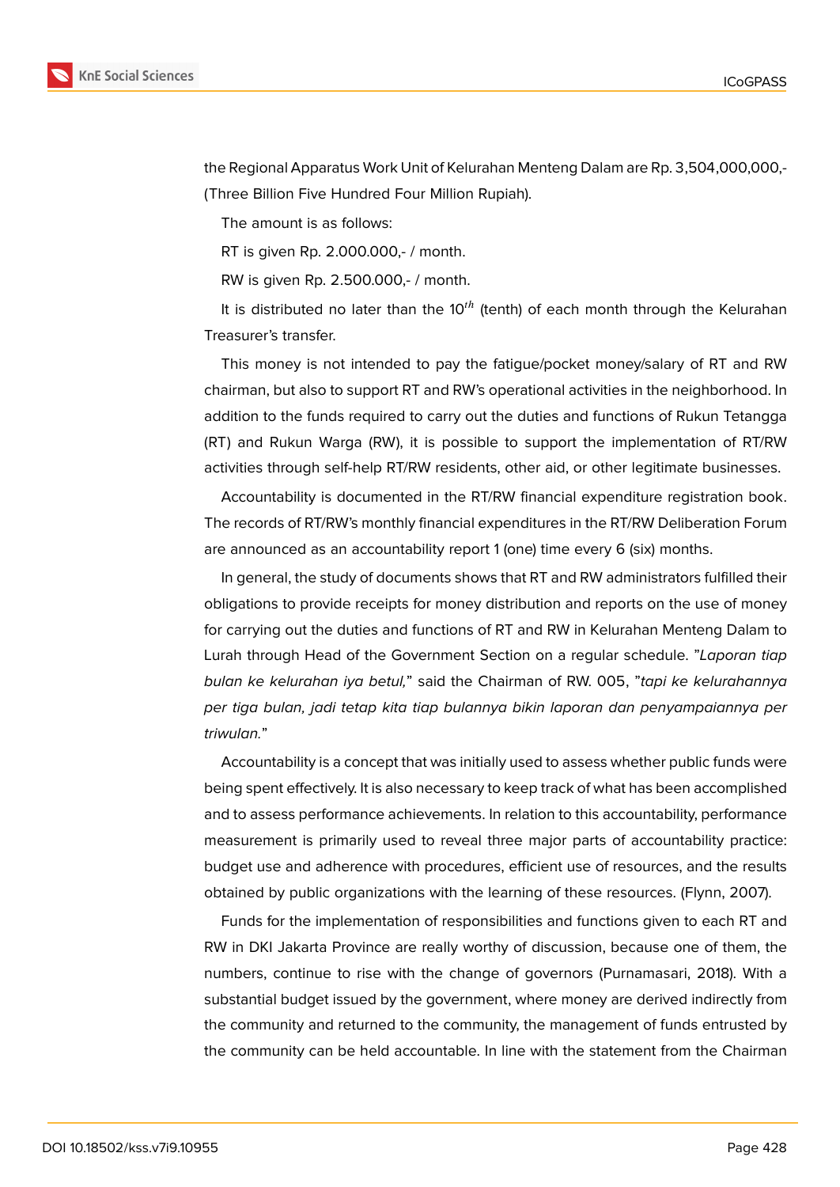the Regional Apparatus Work Unit of Kelurahan Menteng Dalam are Rp. 3,504,000,000,- (Three Billion Five Hundred Four Million Rupiah).

The amount is as follows:

RT is given Rp. 2.000.000,- / month.

RW is given Rp. 2.500.000,- / month.

It is distributed no later than the $10^{th}$ (tenth) of each month through the Kelurahan Treasurer's transfer.

This money is not intended to pay the fatigue/pocket money/salary of RT and RW chairman, but also to support RT and RW's operational activities in the neighborhood. In addition to the funds required to carry out the duties and functions of Rukun Tetangga (RT) and Rukun Warga (RW), it is possible to support the implementation of RT/RW activities through self-help RT/RW residents, other aid, or other legitimate businesses.

Accountability is documented in the RT/RW financial expenditure registration book. The records of RT/RW's monthly financial expenditures in the RT/RW Deliberation Forum are announced as an accountability report 1 (one) time every 6 (six) months.

In general, the study of documents shows that RT and RW administrators fulfilled their obligations to provide receipts for money distribution and reports on the use of money for carrying out the duties and functions of RT and RW in Kelurahan Menteng Dalam to Lurah through Head of the Government Section on a regular schedule. "*Laporan tiap bulan ke kelurahan iya betul,*" said the Chairman of RW. 005, "*tapi ke kelurahannya per tiga bulan, jadi tetap kita tiap bulannya bikin laporan dan penyampaiannya per triwulan.*"

Accountability is a concept that was initially used to assess whether public funds were being spent effectively. It is also necessary to keep track of what has been accomplished and to assess performance achievements. In relation to this accountability, performance measurement is primarily used to reveal three major parts of accountability practice: budget use and adherence with procedures, efficient use of resources, and the results obtained by public organizations with the learning of these resources. (Flynn, 2007).

Funds for the implementation of responsibilities and functions given to each RT and RW in DKI Jakarta Province are really worthy of discussion, because one of them, the numbers, continue to rise with the change of governors (Purnamasari, 2018). With a substantial budget issued by the government, where money are derived indirectly from the community and returned to the community, the management of funds entrusted by the community can be held accountable. In line with the statement from the Chairman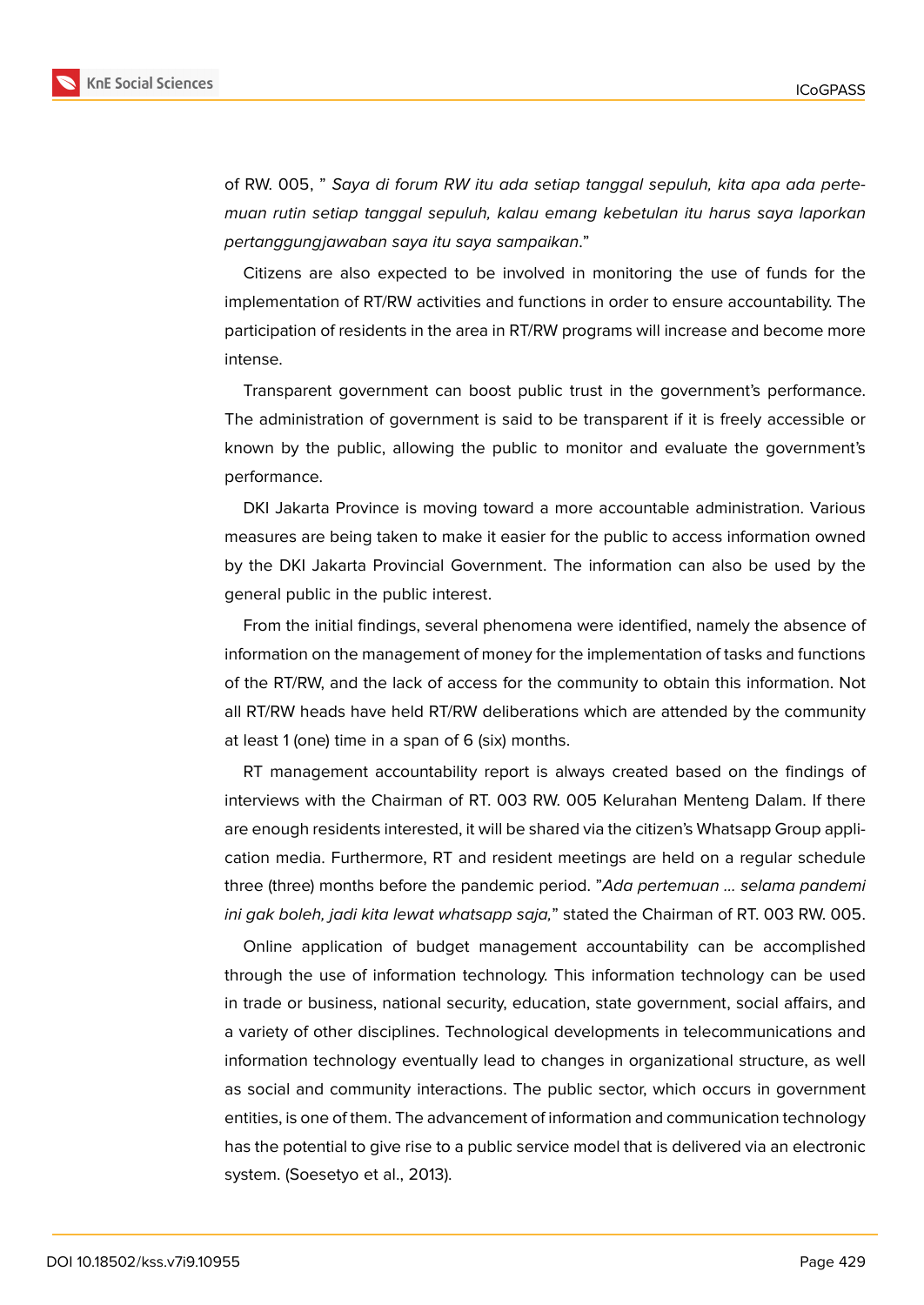of RW. 005, " *Saya di forum RW itu ada setiap tanggal sepuluh, kita apa ada pertemuan rutin setiap tanggal sepuluh, kalau emang kebetulan itu harus saya laporkan pertanggungjawaban saya itu saya sampaikan*."

Citizens are also expected to be involved in monitoring the use of funds for the implementation of RT/RW activities and functions in order to ensure accountability. The participation of residents in the area in RT/RW programs will increase and become more intense.

Transparent government can boost public trust in the government's performance. The administration of government is said to be transparent if it is freely accessible or known by the public, allowing the public to monitor and evaluate the government's performance.

DKI Jakarta Province is moving toward a more accountable administration. Various measures are being taken to make it easier for the public to access information owned by the DKI Jakarta Provincial Government. The information can also be used by the general public in the public interest.

From the initial findings, several phenomena were identified, namely the absence of information on the management of money for the implementation of tasks and functions of the RT/RW, and the lack of access for the community to obtain this information. Not all RT/RW heads have held RT/RW deliberations which are attended by the community at least 1 (one) time in a span of 6 (six) months.

RT management accountability report is always created based on the findings of interviews with the Chairman of RT. 003 RW. 005 Kelurahan Menteng Dalam. If there are enough residents interested, it will be shared via the citizen's Whatsapp Group application media. Furthermore, RT and resident meetings are held on a regular schedule three (three) months before the pandemic period. "*Ada pertemuan ... selama pandemi ini gak boleh, jadi kita lewat whatsapp saja,*" stated the Chairman of RT. 003 RW. 005.

Online application of budget management accountability can be accomplished through the use of information technology. This information technology can be used in trade or business, national security, education, state government, social affairs, and a variety of other disciplines. Technological developments in telecommunications and information technology eventually lead to changes in organizational structure, as well as social and community interactions. The public sector, which occurs in government entities, is one of them. The advancement of information and communication technology has the potential to give rise to a public service model that is delivered via an electronic system. (Soesetyo et al., 2013).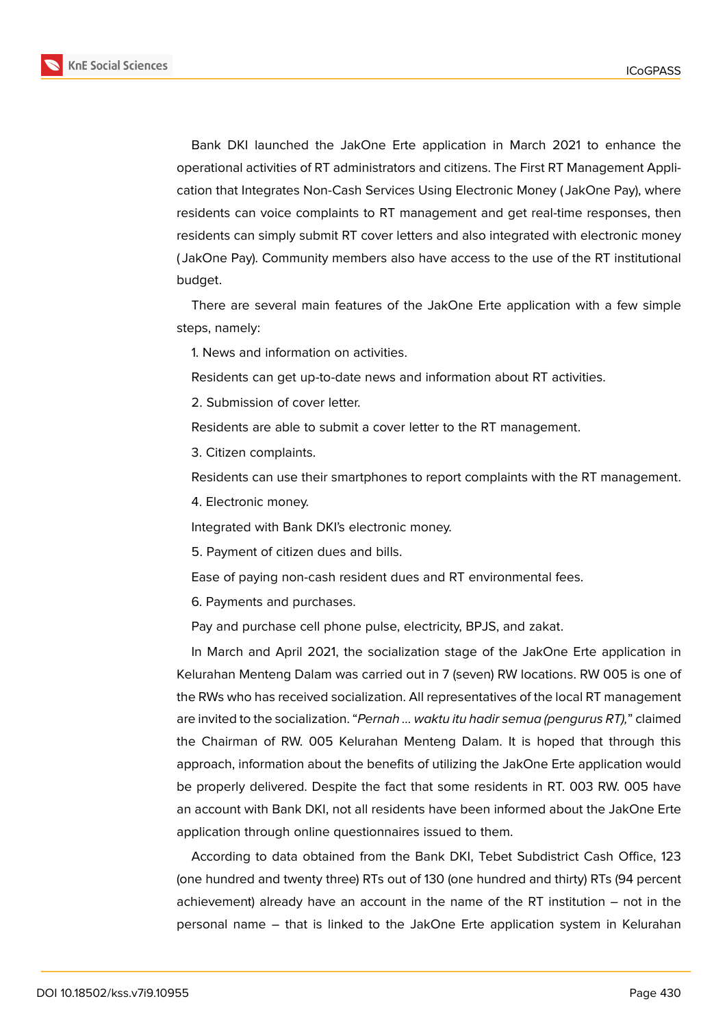Bank DKI launched the JakOne Erte application in March 2021 to enhance the operational activities of RT administrators and citizens. The First RT Management Application that Integrates Non-Cash Services Using Electronic Money (JakOne Pay), where residents can voice complaints to RT management and get real-time responses, then residents can simply submit RT cover letters and also integrated with electronic money (JakOne Pay). Community members also have access to the use of the RT institutional budget.

There are several main features of the JakOne Erte application with a few simple steps, namely:

1. News and information on activities.

Residents can get up-to-date news and information about RT activities.

2. Submission of cover letter.

Residents are able to submit a cover letter to the RT management.

3. Citizen complaints.

Residents can use their smartphones to report complaints with the RT management.

4. Electronic money.

Integrated with Bank DKI's electronic money.

5. Payment of citizen dues and bills.

Ease of paying non-cash resident dues and RT environmental fees.

6. Payments and purchases.

Pay and purchase cell phone pulse, electricity, BPJS, and zakat.

In March and April 2021, the socialization stage of the JakOne Erte application in Kelurahan Menteng Dalam was carried out in 7 (seven) RW locations. RW 005 is one of the RWs who has received socialization. All representatives of the local RT management are invited to the socialization. "*Pernah ... waktu itu hadir semua (pengurus RT),*" claimed the Chairman of RW. 005 Kelurahan Menteng Dalam. It is hoped that through this approach, information about the benefits of utilizing the JakOne Erte application would be properly delivered. Despite the fact that some residents in RT. 003 RW. 005 have an account with Bank DKI, not all residents have been informed about the JakOne Erte application through online questionnaires issued to them.

According to data obtained from the Bank DKI, Tebet Subdistrict Cash Office, 123 (one hundred and twenty three) RTs out of 130 (one hundred and thirty) RTs (94 percent achievement) already have an account in the name of the RT institution – not in the personal name – that is linked to the JakOne Erte application system in Kelurahan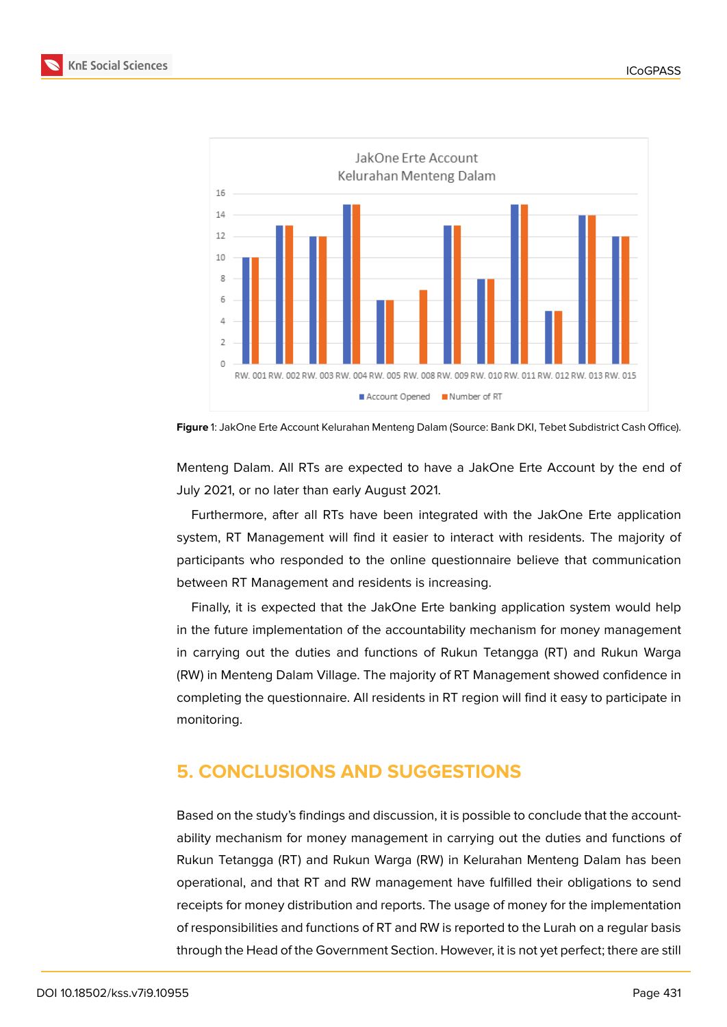**Figure 1**: JakOne Erte Account Kelurahan Menteng Dalam (Source: Bank DKI, Tebet Subdistrict Cash Office).

Menteng Dalam. All RTs are expected to have a JakOne Erte Account by the end of July 2021, or no later than early August 2021.

Furthermore, after all RTs have been integrated with the JakOne Erte application system, RT Management will find it easier to interact with residents. The majority of participants who responded to the online questionnaire believe that communication between RT Management and residents is increasing.

Finally, it is expected that the JakOne Erte banking application system would help in the future implementation of the accountability mechanism for money management in carrying out the duties and functions of Rukun Tetangga (RT) and Rukun Warga (RW) in Menteng Dalam Village. The majority of RT Management showed confidence in completing the questionnaire. All residents in RT region will find it easy to participate in monitoring.

## 5. CONCLUSIONS AND SUGGESTIONS

Based on the study's findings and discussion, it is possible to conclude that the accountability mechanism for money management in carrying out the duties and functions of Rukun Tetangga (RT) and Rukun Warga (RW) in Kelurahan Menteng Dalam has been operational, and that RT and RW management have fulfilled their obligations to send receipts for money distribution and reports. The usage of money for the implementation of responsibilities and functions of RT and RW is reported to the Lurah on a regular basis through the Head of the Government Section. However, it is not yet perfect; there are still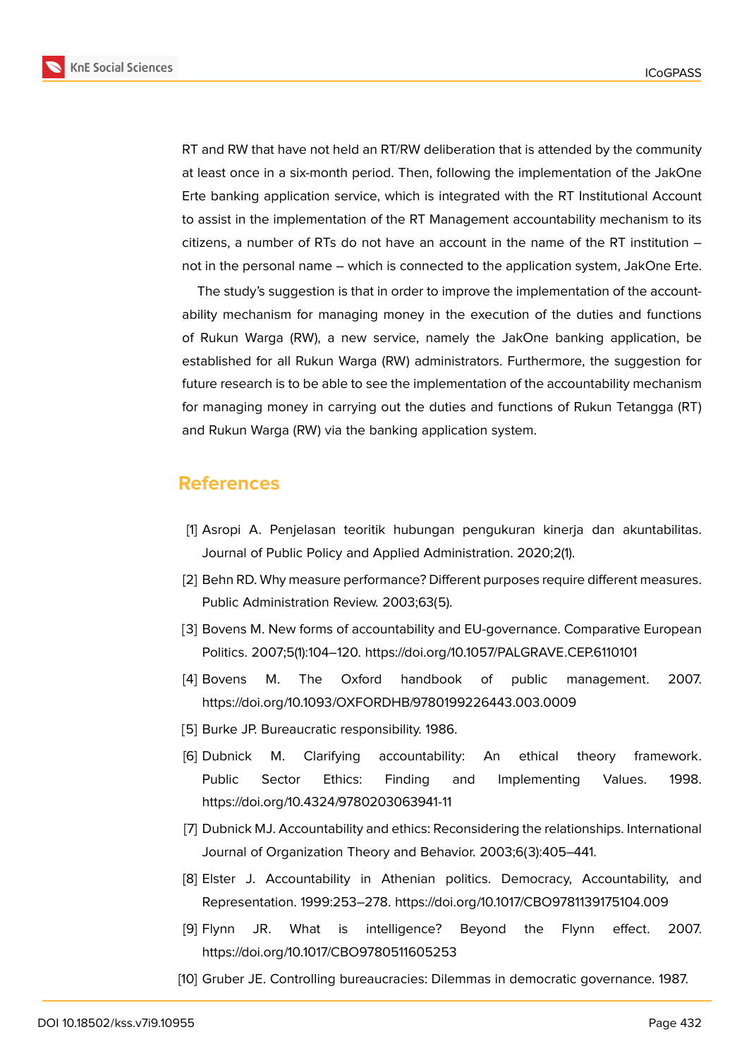RT and RW that have not held an RT/RW deliberation that is attended by the community at least once in a six-month period. Then, following the implementation of the JakOne Erte banking application service, which is integrated with the RT Institutional Account to assist in the implementation of the RT Management accountability mechanism to its citizens, a number of RTs do not have an account in the name of the RT institution – not in the personal name – which is connected to the application system, JakOne Erte.

The study's suggestion is that in order to improve the implementation of the accountability mechanism for managing money in the execution of the duties and functions of Rukun Warga (RW), a new service, namely the JakOne banking application, be established for all Rukun Warga (RW) administrators. Furthermore, the suggestion for future research is to be able to see the implementation of the accountability mechanism for managing money in carrying out the duties and functions of Rukun Tetangga (RT) and Rukun Warga (RW) via the banking application system.

## References

[1] Asropi A. Penjelasan teoritik hubungan pengukuran kinerja dan akuntabilitas. Journal of Public Policy and Applied Administration. 2020;2(1).

[2] Behn RD. Why measure performance? Different purposes require different measures. Public Administration Review. 2003;63(5).

[3] Bovens M. New forms of accountability and EU-governance. Comparative European Politics. 2007;5(1):104–120. https://doi.org/10.1057/PALGRAVE.CEP.6110101

[4] Bovens M. The Oxford handbook of public management. 2007. https://doi.org/10.1093/OXFORDHB/9780199226443.003.0009

[5] Burke JP. Bureaucratic responsibility. 1986.

[6] Dubnick M. Clarifying accountability: An ethical theory framework. Public Sector Ethics: Finding and Implementing Values. 1998. https://doi.org/10.4324/9780203063941-11

[7] Dubnick MJ. Accountability and ethics: Reconsidering the relationships. International Journal of Organization Theory and Behavior. 2003;6(3):405–441.

[8] Elster J. Accountability in Athenian politics. Democracy, Accountability, and Representation. 1999:253–278. https://doi.org/10.1017/CBO9781139175104.009

[9] Flynn JR. What is intelligence? Beyond the Flynn effect. 2007. https://doi.org/10.1017/CBO9780511605253

[10] Gruber JE. Controlling bureaucracies: Dilemmas in democratic governance. 1987.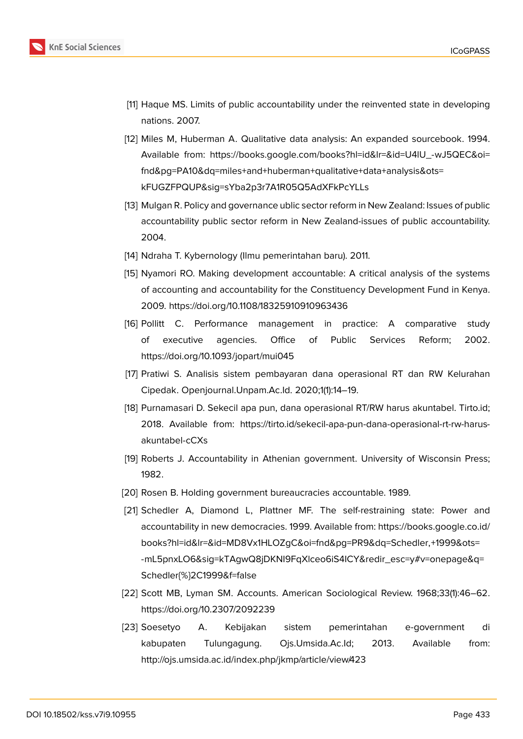[11] Haque MS. Limits of public accountability under the reinvented state in developing nations. 2007.

[12] Miles M, Huberman A. Qualitative data analysis: An expanded sourcebook. 1994. Available from: https://books.google.com/books?hl=id&lr=&id=U4lU_-wJ5QEC&oi=fnd&pg=PA10&dq=miles+and+huberman+qualitative+data+analysis&ots=kFUGZFPQUP&sig=sYba2p3r7A1R05Q5AdXFkPcYLLs

[13] Mulgan R. Policy and governance ublic sector reform in New Zealand: Issues of public accountability public sector reform in New Zealand-issues of public accountability. 2004.

[14] Ndraha T. Kybernology (Ilmu pemerintahan baru). 2011.

[15] Nyamori RO. Making development accountable: A critical analysis of the systems of accounting and accountability for the Constituency Development Fund in Kenya. 2009. https://doi.org/10.1108/18325910910963436

[16] Pollitt C. Performance management in practice: A comparative study of executive agencies. Office of Public Services Reform; 2002. https://doi.org/10.1093/jopart/mui045

[17] Pratiwi S. Analisis sistem pembayaran dana operasional RT dan RW Kelurahan Cipedak. Openjournal.Unpam.Ac.Id. 2020;1(1):14–19.

[18] Purnamasari D. Sekecil apa pun, dana operasional RT/RW harus akuntabel. Tirto.id; 2018. Available from: https://tirto.id/sekecil-apa-pun-dana-operasional-rt-rw-harus-akuntabel-cCXs

[19] Roberts J. Accountability in Athenian government. University of Wisconsin Press; 1982.

[20] Rosen B. Holding government bureaucracies accountable. 1989.

[21] Schedler A, Diamond L, Plattner MF. The self-restraining state: Power and accountability in new democracies. 1999. Available from: https://books.google.co.id/books?hl=id&lr=&id=MD8Vx1HLOZgC&oi=fnd&pg=PR9&dq=Schedler,+1999&ots=-mL5pnxLO6&sig=kTAgwQ8jDKNI9FqXlceo6iS4ICY&redir_esc=y#v=onepage&q=Schedler{%}2C1999&f=false

[22] Scott MB, Lyman SM. Accounts. American Sociological Review. 1968;33(1):46–62. https://doi.org/10.2307/2092239

[23] Soesetyo A. Kebijakan sistem pemerintahan e-government di kabupaten Tulungagung. Ojs.Umsida.Ac.Id; 2013. Available from: http://ojs.umsida.ac.id/index.php/jkmp/article/view/423